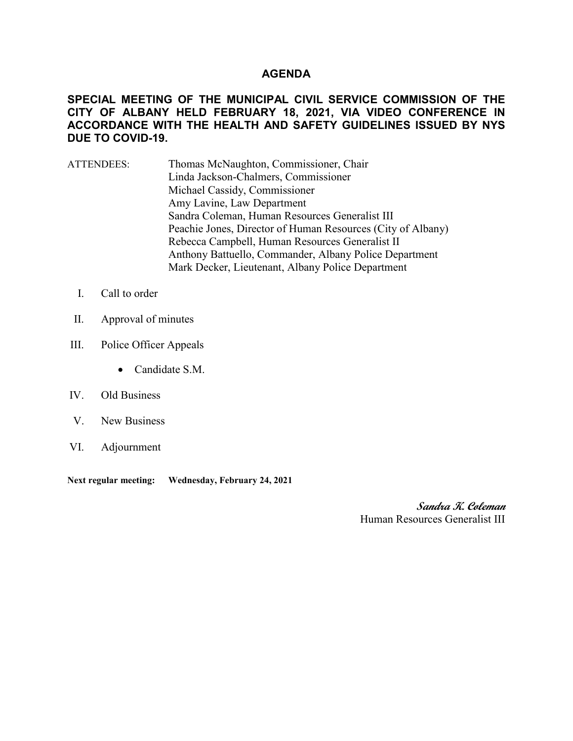# AGENDA

## SPECIAL MEETING OF THE MUNICIPAL CIVIL SERVICE COMMISSION OF THE CITY OF ALBANY HELD FEBRUARY 18, 2021, VIA VIDEO CONFERENCE IN ACCORDANCE WITH THE HEALTH AND SAFETY GUIDELINES ISSUED BY NYS DUE TO COVID-19.

ATTENDEES:
Thomas McNaughton, Commissioner, Chair
Linda Jackson-Chalmers, Commissioner
Michael Cassidy, Commissioner
Amy Lavine, Law Department
Sandra Coleman, Human Resources Generalist III
Peachie Jones, Director of Human Resources (City of Albany)
Rebecca Campbell, Human Resources Generalist II
Anthony Battuello, Commander, Albany Police Department
Mark Decker, Lieutenant, Albany Police Department

I. Call to order

II. Approval of minutes

III. Police Officer Appeals

- Candidate S.M.

IV. Old Business

V. New Business

VI. Adjournment

**Next regular meeting: Wednesday, February 24, 2021**

*Sandra K. Coleman*
Human Resources Generalist III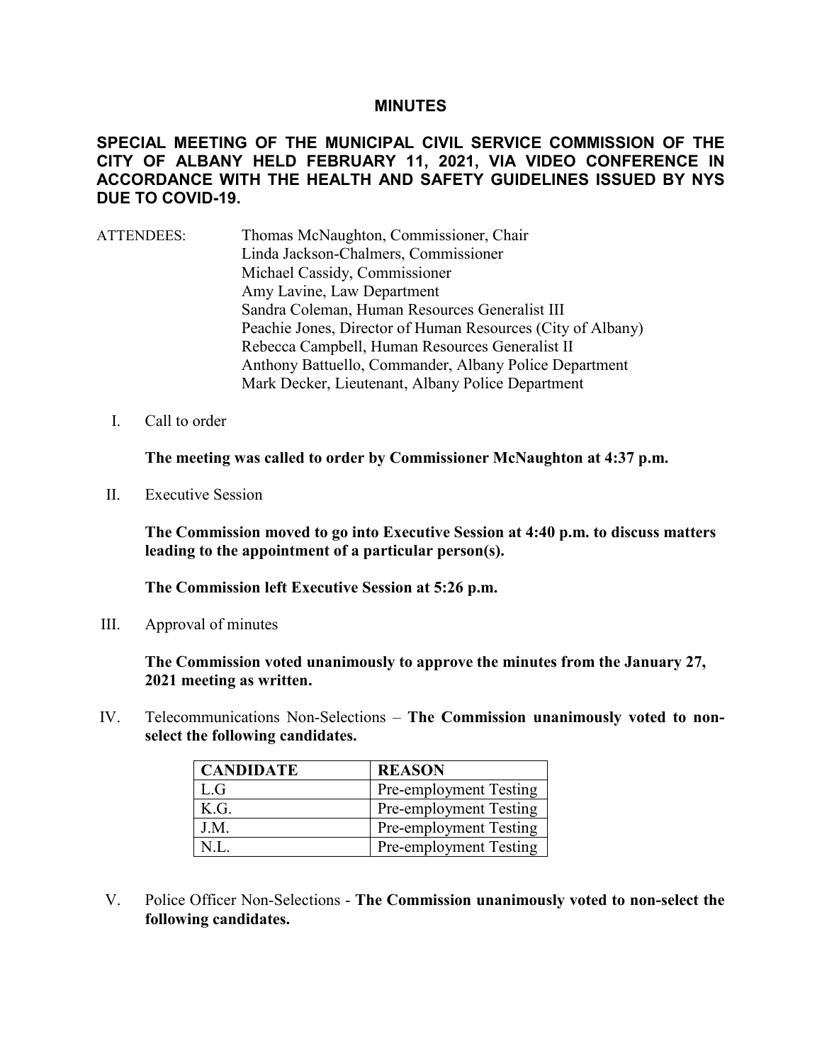**MINUTES**

**SPECIAL MEETING OF THE MUNICIPAL CIVIL SERVICE COMMISSION OF THE CITY OF ALBANY HELD FEBRUARY 11, 2021, VIA VIDEO CONFERENCE IN ACCORDANCE WITH THE HEALTH AND SAFETY GUIDELINES ISSUED BY NYS DUE TO COVID-19.**

ATTENDEES:
Thomas McNaughton, Commissioner, Chair
Linda Jackson-Chalmers, Commissioner
Michael Cassidy, Commissioner
Amy Lavine, Law Department
Sandra Coleman, Human Resources Generalist III
Peachie Jones, Director of Human Resources (City of Albany)
Rebecca Campbell, Human Resources Generalist II
Anthony Battuello, Commander, Albany Police Department
Mark Decker, Lieutenant, Albany Police Department

I. Call to order

**The meeting was called to order by Commissioner McNaughton at 4:37 p.m.**

II. Executive Session

**The Commission moved to go into Executive Session at 4:40 p.m. to discuss matters leading to the appointment of a particular person(s).**

**The Commission left Executive Session at 5:26 p.m.**

III. Approval of minutes

**The Commission voted unanimously to approve the minutes from the January 27, 2021 meeting as written.**

IV. Telecommunications Non-Selections – **The Commission unanimously voted to non-select the following candidates.**

| CANDIDATE | REASON |
|---|---|
| L.G | Pre-employment Testing |
| K.G. | Pre-employment Testing |
| J.M. | Pre-employment Testing |
| N.L. | Pre-employment Testing |

V. Police Officer Non-Selections - **The Commission unanimously voted to non-select the following candidates.**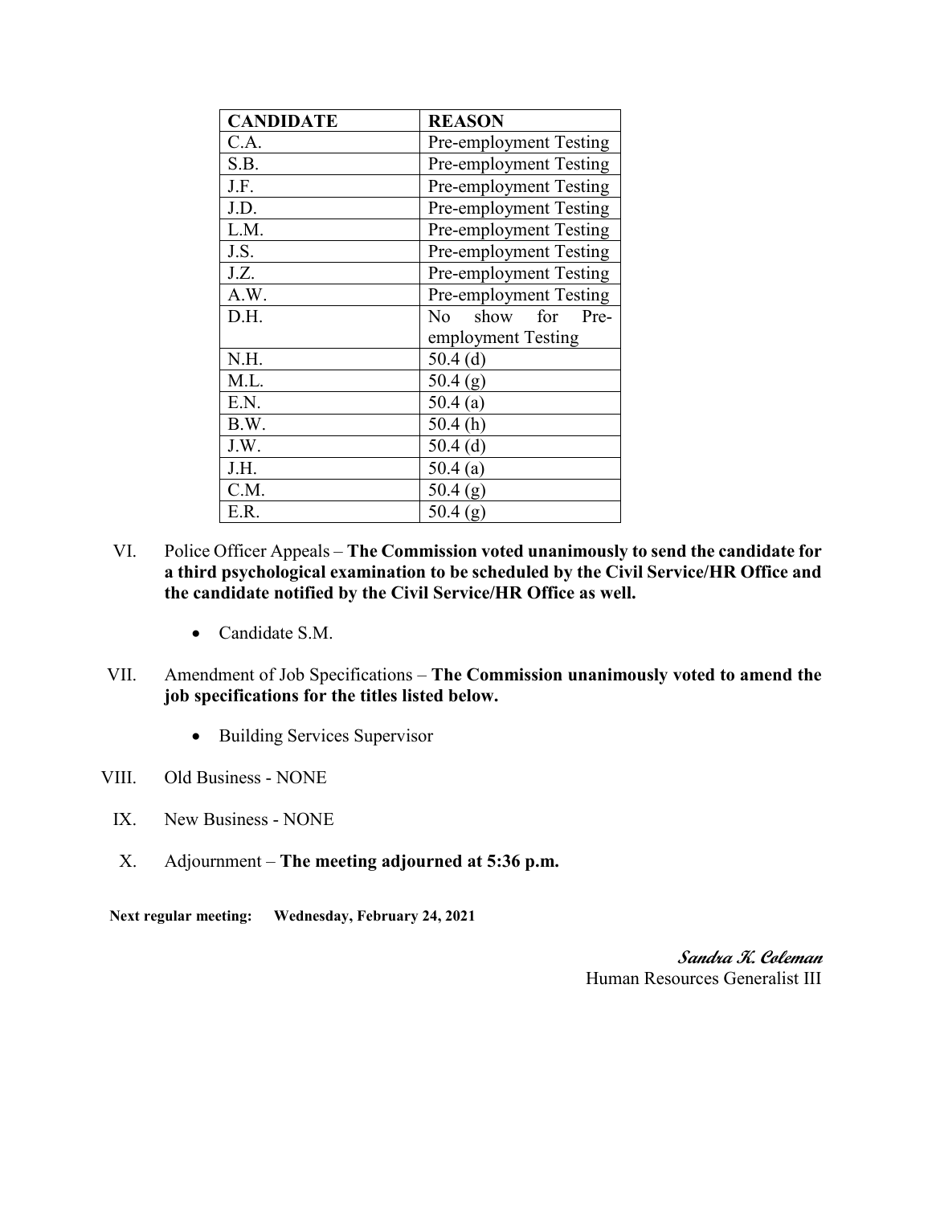| CANDIDATE | REASON |
|---|---|
| C.A. | Pre-employment Testing |
| S.B. | Pre-employment Testing |
| J.F. | Pre-employment Testing |
| J.D. | Pre-employment Testing |
| L.M. | Pre-employment Testing |
| J.S. | Pre-employment Testing |
| J.Z. | Pre-employment Testing |
| A.W. | Pre-employment Testing |
| D.H. | No show for Pre-employment Testing |
| N.H. | 50.4 (d) |
| M.L. | 50.4 (g) |
| E.N. | 50.4 (a) |
| B.W. | 50.4 (h) |
| J.W. | 50.4 (d) |
| J.H. | 50.4 (a) |
| C.M. | 50.4 (g) |
| E.R. | 50.4 (g) |

VI. Police Officer Appeals – **The Commission voted unanimously to send the candidate for a third psychological examination to be scheduled by the Civil Service/HR Office and the candidate notified by the Civil Service/HR Office as well.**

- Candidate S.M.

VII. Amendment of Job Specifications – **The Commission unanimously voted to amend the job specifications for the titles listed below.**

- Building Services Supervisor

VIII. Old Business - NONE

IX. New Business - NONE

X. Adjournment – **The meeting adjourned at 5:36 p.m.**

**Next regular meeting: Wednesday, February 24, 2021**

*Sandra K. Coleman*
Human Resources Generalist III